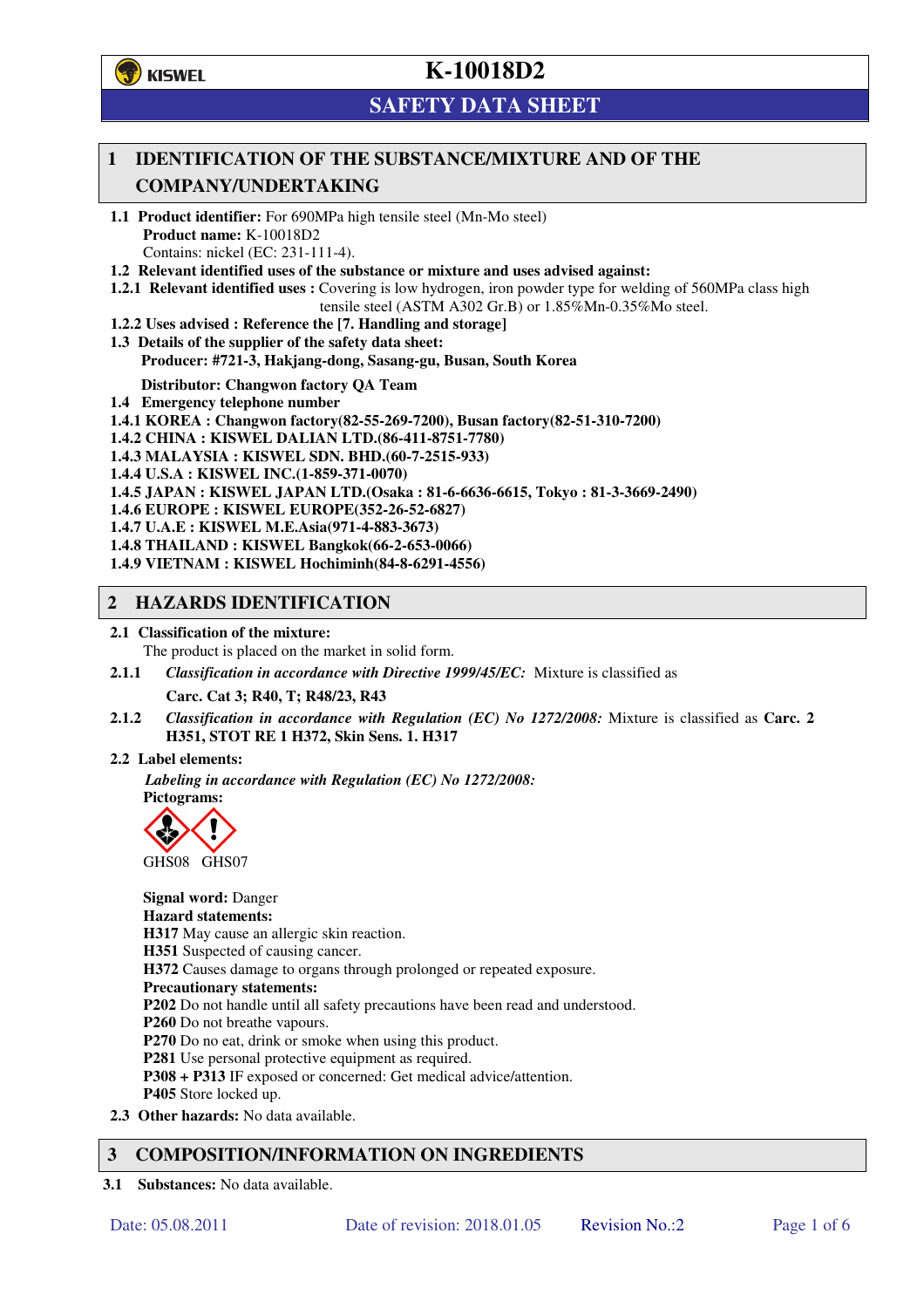# K-10018D2

## SAFETY DATA SHEET

## 1 IDENTIFICATION OF THE SUBSTANCE/MIXTURE AND OF THE COMPANY/UNDERTAKING

**1.1 Product identifier:** For 690MPa high tensile steel (Mn-Mo steel)

**Product name:** K-10018D2

Contains: nickel (EC: 231-111-4).

**1.2 Relevant identified uses of the substance or mixture and uses advised against:**

**1.2.1 Relevant identified uses :** Covering is low hydrogen, iron powder type for welding of 560MPa class high tensile steel (ASTM A302 Gr.B) or 1.85%Mn-0.35%Mo steel.

**1.2.2 Uses advised : Reference the [7. Handling and storage]**

**1.3 Details of the supplier of the safety data sheet:**

**Producer: #721-3, Hakjang-dong, Sasang-gu, Busan, South Korea**

**Distributor: Changwon factory QA Team**

**1.4 Emergency telephone number**

**1.4.1 KOREA : Changwon factory(82-55-269-7200), Busan factory(82-51-310-7200)**

**1.4.2 CHINA : KISWEL DALIAN LTD.(86-411-8751-7780)**

**1.4.3 MALAYSIA : KISWEL SDN. BHD.(60-7-2515-933)**

**1.4.4 U.S.A : KISWEL INC.(1-859-371-0070)**

**1.4.5 JAPAN : KISWEL JAPAN LTD.(Osaka : 81-6-6636-6615, Tokyo : 81-3-3669-2490)**

**1.4.6 EUROPE : KISWEL EUROPE(352-26-52-6827)**

**1.4.7 U.A.E : KISWEL M.E.Asia(971-4-883-3673)**

**1.4.8 THAILAND : KISWEL Bangkok(66-2-653-0066)**

**1.4.9 VIETNAM : KISWEL Hochiminh(84-8-6291-4556)**

## 2 HAZARDS IDENTIFICATION

**2.1 Classification of the mixture:**

The product is placed on the market in solid form.

**2.1.1** *Classification in accordance with Directive 1999/45/EC:* Mixture is classified as

**Carc. Cat 3; R40, T; R48/23, R43**

**2.1.2** *Classification in accordance with Regulation (EC) No 1272/2008:* Mixture is classified as **Carc. 2 H351, STOT RE 1 H372, Skin Sens. 1. H317**

**2.2 Label elements:**

***Labeling in accordance with Regulation (EC) No 1272/2008:***

**Pictograms:**

GHS08 GHS07

**Signal word:** Danger

**Hazard statements:**

**H317** May cause an allergic skin reaction.

**H351** Suspected of causing cancer.

**H372** Causes damage to organs through prolonged or repeated exposure.

**Precautionary statements:**

**P202** Do not handle until all safety precautions have been read and understood.

**P260** Do not breathe vapours.

**P270** Do no eat, drink or smoke when using this product.

**P281** Use personal protective equipment as required.

**P308 + P313** IF exposed or concerned: Get medical advice/attention.

**P405** Store locked up.

**2.3 Other hazards:** No data available.

## 3 COMPOSITION/INFORMATION ON INGREDIENTS

**3.1 Substances:** No data available.

Date: 05.08.2011 Date of revision: 2018.01.05 Revision No.:2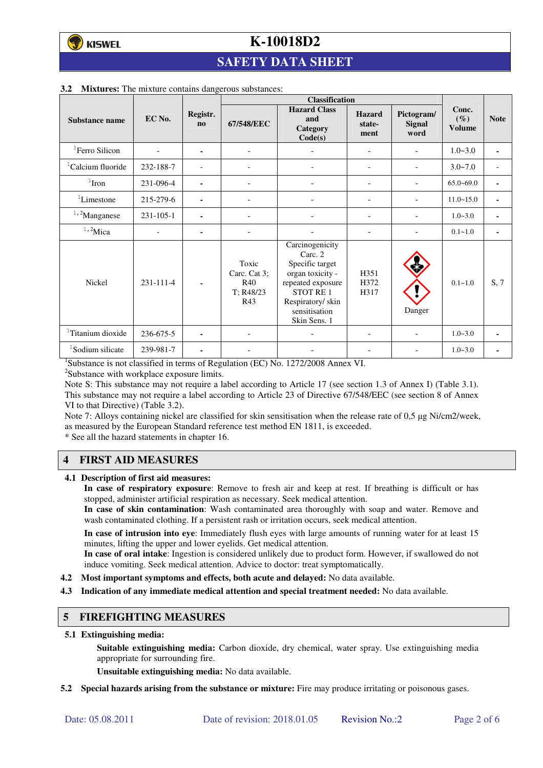**3.2 Mixtures:** The mixture contains dangerous substances:

| Substance name | EC No. | Registr. no | Classification | | | | Conc. (%) Volume | Note |
|---|---|---|---|---|---|---|---|---|
| | | | 67/548/EEC | Hazard Class and Category Code(s) | Hazard state-ment | Pictogram/ Signal word | | |
| [1]Ferro Silicon | - | - | - | - | - | - | 1.0~3.0 | - |
| [1]Calcium fluoride | 232-188-7 | - | - | - | - | - | 3.0~7.0 | - |
| [1]Iron | 231-096-4 | - | - | - | - | - | 65.0~69.0 | - |
| [1]Limestone | 215-279-6 | - | - | - | - | - | 11.0~15.0 | - |
| [1,2]Manganese | 231-105-1 | - | - | - | - | - | 1.0~3.0 | - |
| [1,2]Mica | - | - | - | - | - | - | 0.1~1.0 | - |
| Nickel | 231-111-4 | - | Toxic Carc. Cat 3; R40 T; R48/23 R43 | Carcinogenicity Carc. 2 Specific target organ toxicity - repeated exposure STOT RE 1 Respiratory/ skin sensitisation Skin Sens. 1 | H351 H372 H317 | Danger | 0.1~1.0 | S, 7 |
| [1]Titanium dioxide | 236-675-5 | - | - | - | - | - | 1.0~3.0 | - |
| [1]Sodium silicate | 239-981-7 | - | - | - | - | - | 1.0~3.0 | - |

[1]Substance is not classified in terms of Regulation (EC) No. 1272/2008 Annex VI.
[2]Substance with workplace exposure limits.
Note S: This substance may not require a label according to Article 17 (see section 1.3 of Annex I) (Table 3.1). This substance may not require a label according to Article 23 of Directive 67/548/EEC (see section 8 of Annex VI to that Directive) (Table 3.2).
Note 7: Alloys containing nickel are classified for skin sensitisation when the release rate of 0,5 µg Ni/cm2/week, as measured by the European Standard reference test method EN 1811, is exceeded.
* See all the hazard statements in chapter 16.

## 4 FIRST AID MEASURES

**4.1 Description of first aid measures:**

**In case of respiratory exposure**: Remove to fresh air and keep at rest. If breathing is difficult or has stopped, administer artificial respiration as necessary. Seek medical attention.
**In case of skin contamination**: Wash contaminated area thoroughly with soap and water. Remove and wash contaminated clothing. If a persistent rash or irritation occurs, seek medical attention.
**In case of intrusion into eye**: Immediately flush eyes with large amounts of running water for at least 15 minutes, lifting the upper and lower eyelids. Get medical attention.
**In case of oral intake**: Ingestion is considered unlikely due to product form. However, if swallowed do not induce vomiting. Seek medical attention. Advice to doctor: treat symptomatically.

**4.2 Most important symptoms and effects, both acute and delayed:** No data available.

**4.3 Indication of any immediate medical attention and special treatment needed:** No data available.

## 5 FIREFIGHTING MEASURES

**5.1 Extinguishing media:**

**Suitable extinguishing media:** Carbon dioxide, dry chemical, water spray. Use extinguishing media appropriate for surrounding fire.

**Unsuitable extinguishing media:** No data available.

**5.2 Special hazards arising from the substance or mixture:** Fire may produce irritating or poisonous gases.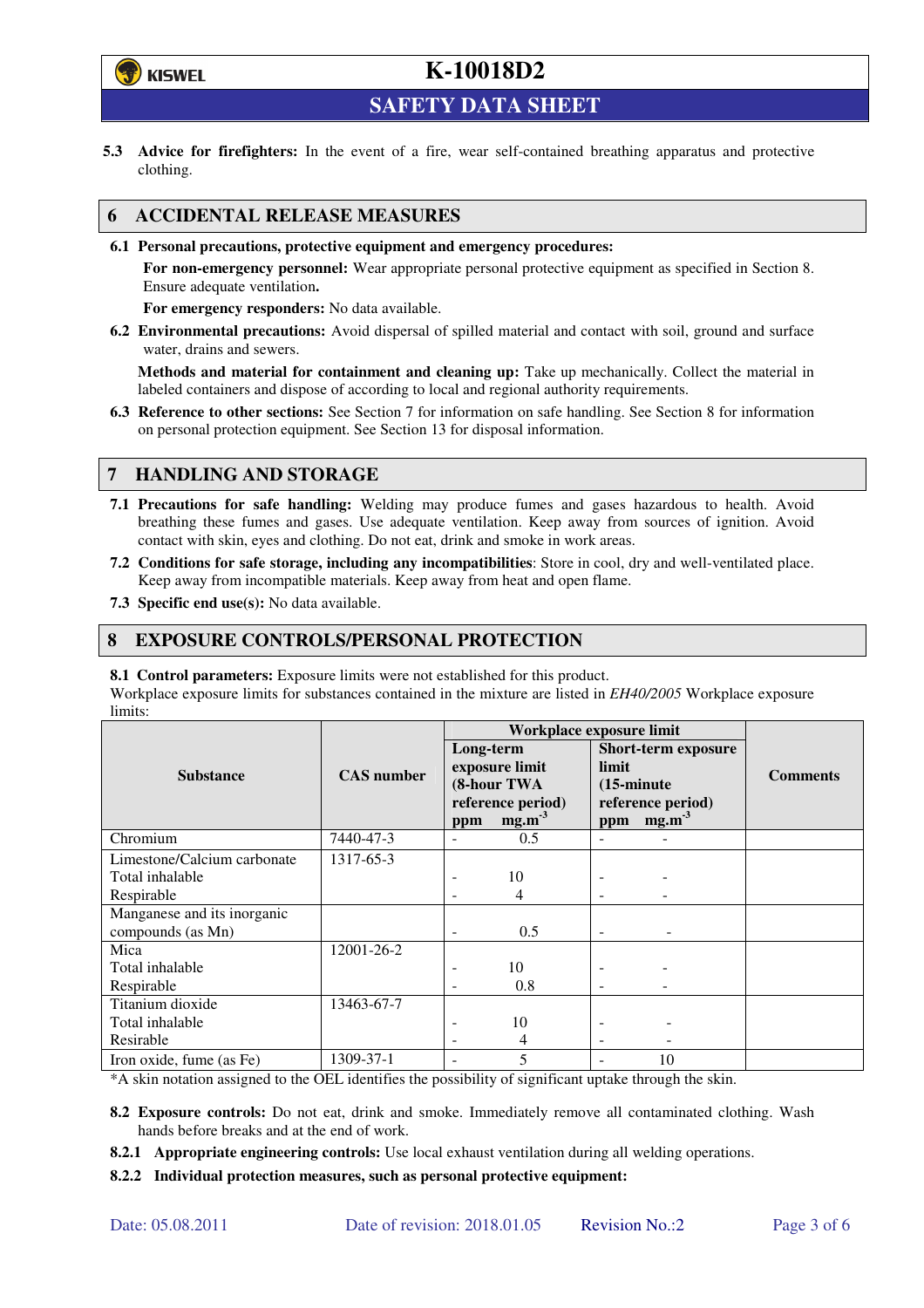**5.3 Advice for firefighters:** In the event of a fire, wear self-contained breathing apparatus and protective clothing.

## 6 ACCIDENTAL RELEASE MEASURES

**6.1 Personal precautions, protective equipment and emergency procedures:**

**For non-emergency personnel:** Wear appropriate personal protective equipment as specified in Section 8. Ensure adequate ventilation**.**

**For emergency responders:** No data available.

**6.2 Environmental precautions:** Avoid dispersal of spilled material and contact with soil, ground and surface water, drains and sewers.

**Methods and material for containment and cleaning up:** Take up mechanically. Collect the material in labeled containers and dispose of according to local and regional authority requirements.

**6.3 Reference to other sections:** See Section 7 for information on safe handling. See Section 8 for information on personal protection equipment. See Section 13 for disposal information.

## 7 HANDLING AND STORAGE

**7.1 Precautions for safe handling:** Welding may produce fumes and gases hazardous to health. Avoid breathing these fumes and gases. Use adequate ventilation. Keep away from sources of ignition. Avoid contact with skin, eyes and clothing. Do not eat, drink and smoke in work areas.

**7.2 Conditions for safe storage, including any incompatibilities**: Store in cool, dry and well-ventilated place. Keep away from incompatible materials. Keep away from heat and open flame.

**7.3 Specific end use(s):** No data available.

## 8 EXPOSURE CONTROLS/PERSONAL PROTECTION

**8.1 Control parameters:** Exposure limits were not established for this product.
Workplace exposure limits for substances contained in the mixture are listed in *EH40/2005* Workplace exposure limits:

| Substance | CAS number | Workplace exposure limit | | | | Comments |
|---|---|---|---|---|---|---|
| | | Long-term exposure limit (8-hour TWA reference period) | | Short-term exposure limit (15-minute reference period) | | |
| | | ppm | $mg.m^{-3}$ | ppm | $mg.m^{-3}$ | |
| Chromium | 7440-47-3 | - | 0.5 | - | - | |
| Limestone/Calcium carbonate<br>Total inhalable<br>Respirable | 1317-65-3 | <br>-<br>- | <br>10<br>4 | <br>-<br>- | <br>-<br>- | |
| Manganese and its inorganic compounds (as Mn) | | - | 0.5 | - | - | |
| Mica<br>Total inhalable<br>Respirable | 12001-26-2 | <br>-<br>- | <br>10<br>0.8 | <br>-<br>- | <br>-<br>- | |
| Titanium dioxide<br>Total inhalable<br>Resirable | 13463-67-7 | <br>-<br>- | <br>10<br>4 | <br>-<br>- | <br>-<br>- | |
| Iron oxide, fume (as Fe) | 1309-37-1 | - | 5 | - | 10 | |

*A skin notation assigned to the OEL identifies the possibility of significant uptake through the skin.

**8.2 Exposure controls:** Do not eat, drink and smoke. Immediately remove all contaminated clothing. Wash hands before breaks and at the end of work.

**8.2.1 Appropriate engineering controls:** Use local exhaust ventilation during all welding operations.

**8.2.2 Individual protection measures, such as personal protective equipment:**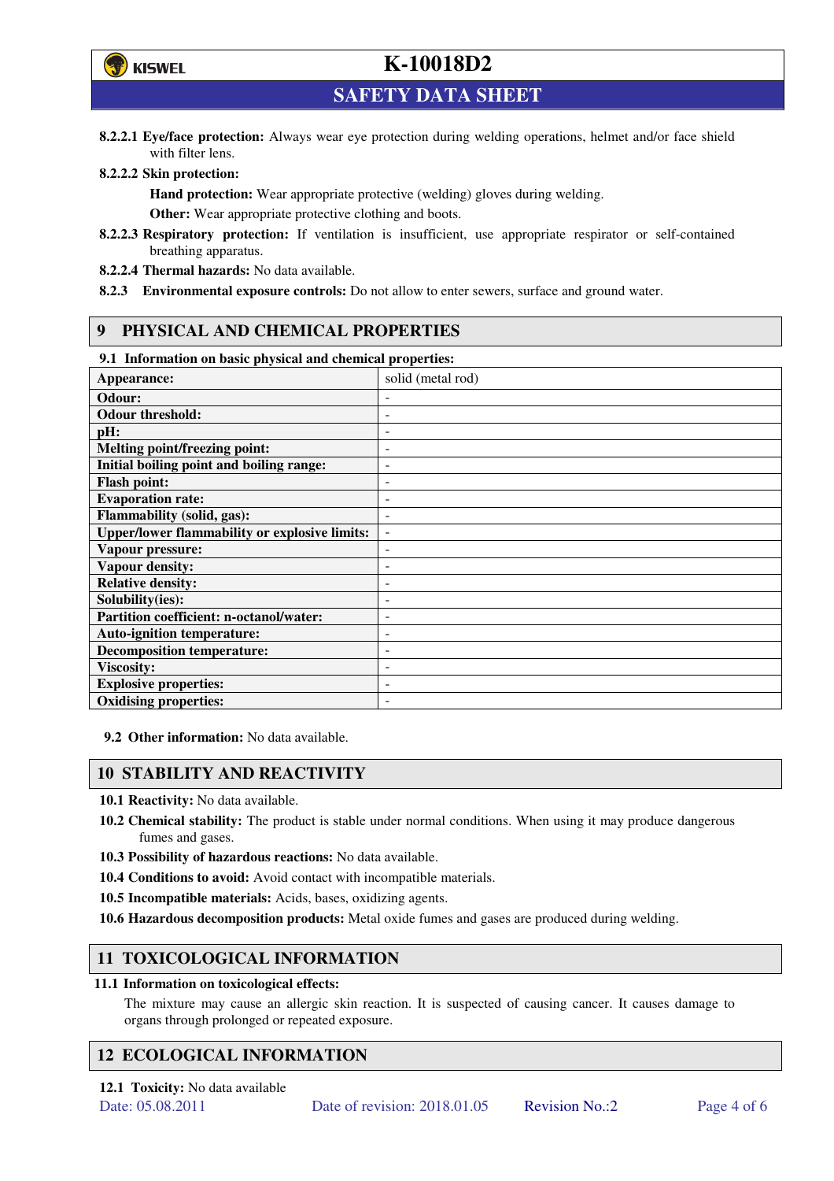**8.2.2.1 Eye/face protection:** Always wear eye protection during welding operations, helmet and/or face shield with filter lens.

**8.2.2.2 Skin protection:**

**Hand protection:** Wear appropriate protective (welding) gloves during welding.

**Other:** Wear appropriate protective clothing and boots.

**8.2.2.3 Respiratory protection:** If ventilation is insufficient, use appropriate respirator or self-contained breathing apparatus.

**8.2.2.4 Thermal hazards:** No data available.

**8.2.3 Environmental exposure controls:** Do not allow to enter sewers, surface and ground water.

## 9 PHYSICAL AND CHEMICAL PROPERTIES

**9.1 Information on basic physical and chemical properties:**

| Property | Value |
|---|---|
| **Appearance:** | solid (metal rod) |
| **Odour:** | - |
| **Odour threshold:** | - |
| **pH:** | - |
| **Melting point/freezing point:** | - |
| **Initial boiling point and boiling range:** | - |
| **Flash point:** | - |
| **Evaporation rate:** | - |
| **Flammability (solid, gas):** | - |
| **Upper/lower flammability or explosive limits:** | - |
| **Vapour pressure:** | - |
| **Vapour density:** | - |
| **Relative density:** | - |
| **Solubility(ies):** | - |
| **Partition coefficient: n-octanol/water:** | - |
| **Auto-ignition temperature:** | - |
| **Decomposition temperature:** | - |
| **Viscosity:** | - |
| **Explosive properties:** | - |
| **Oxidising properties:** | - |

**9.2 Other information:** No data available.

## 10 STABILITY AND REACTIVITY

**10.1 Reactivity:** No data available.

**10.2 Chemical stability:** The product is stable under normal conditions. When using it may produce dangerous fumes and gases.

**10.3 Possibility of hazardous reactions:** No data available.

**10.4 Conditions to avoid:** Avoid contact with incompatible materials.

**10.5 Incompatible materials:** Acids, bases, oxidizing agents.

**10.6 Hazardous decomposition products:** Metal oxide fumes and gases are produced during welding.

## 11 TOXICOLOGICAL INFORMATION

**11.1 Information on toxicological effects:**

The mixture may cause an allergic skin reaction. It is suspected of causing cancer. It causes damage to organs through prolonged or repeated exposure.

## 12 ECOLOGICAL INFORMATION

**12.1 Toxicity:** No data available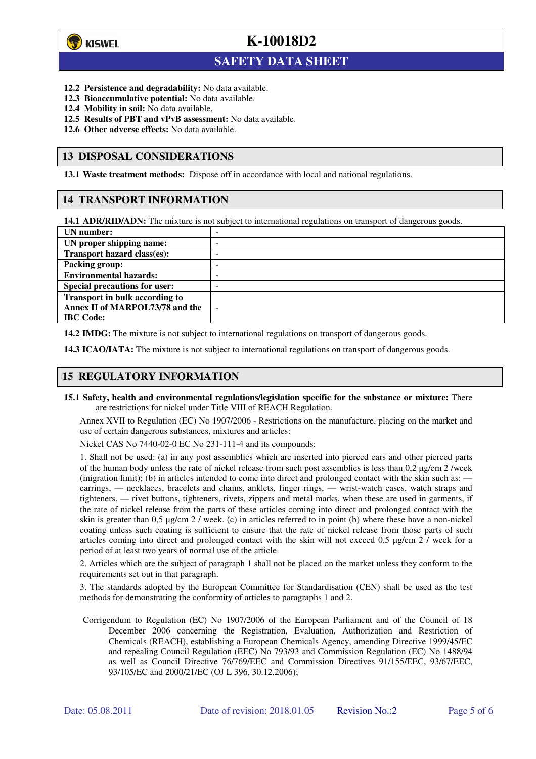**12.2 Persistence and degradability:** No data available.
**12.3 Bioaccumulative potential:** No data available.
**12.4 Mobility in soil:** No data available.
**12.5 Results of PBT and vPvB assessment:** No data available.
**12.6 Other adverse effects:** No data available.

## 13 DISPOSAL CONSIDERATIONS

**13.1 Waste treatment methods:** Dispose off in accordance with local and national regulations.

## 14 TRANSPORT INFORMATION

**14.1 ADR/RID/ADN:** The mixture is not subject to international regulations on transport of dangerous goods.

| | |
|---|---|
| **UN number:** | - |
| **UN proper shipping name:** | - |
| **Transport hazard class(es):** | - |
| **Packing group:** | - |
| **Environmental hazards:** | - |
| **Special precautions for user:** | - |
| **Transport in bulk according to Annex II of MARPOL73/78 and the IBC Code:** | - |

**14.2 IMDG:** The mixture is not subject to international regulations on transport of dangerous goods.

**14.3 ICAO/IATA:** The mixture is not subject to international regulations on transport of dangerous goods.

## 15 REGULATORY INFORMATION

**15.1 Safety, health and environmental regulations/legislation specific for the substance or mixture:** There are restrictions for nickel under Title VIII of REACH Regulation.

Annex XVII to Regulation (EC) No 1907/2006 - Restrictions on the manufacture, placing on the market and use of certain dangerous substances, mixtures and articles:

Nickel CAS No 7440-02-0 EC No 231-111-4 and its compounds:

1. Shall not be used: (a) in any post assemblies which are inserted into pierced ears and other pierced parts of the human body unless the rate of nickel release from such post assemblies is less than 0,2 µg/cm 2 /week (migration limit); (b) in articles intended to come into direct and prolonged contact with the skin such as: — earrings, — necklaces, bracelets and chains, anklets, finger rings, — wrist-watch cases, watch straps and tighteners, — rivet buttons, tighteners, rivets, zippers and metal marks, when these are used in garments, if the rate of nickel release from the parts of these articles coming into direct and prolonged contact with the skin is greater than 0,5 µg/cm 2 / week. (c) in articles referred to in point (b) where these have a non-nickel coating unless such coating is sufficient to ensure that the rate of nickel release from those parts of such articles coming into direct and prolonged contact with the skin will not exceed 0,5 µg/cm 2 / week for a period of at least two years of normal use of the article.

2. Articles which are the subject of paragraph 1 shall not be placed on the market unless they conform to the requirements set out in that paragraph.

3. The standards adopted by the European Committee for Standardisation (CEN) shall be used as the test methods for demonstrating the conformity of articles to paragraphs 1 and 2.

Corrigendum to Regulation (EC) No 1907/2006 of the European Parliament and of the Council of 18 December 2006 concerning the Registration, Evaluation, Authorization and Restriction of Chemicals (REACH), establishing a European Chemicals Agency, amending Directive 1999/45/EC and repealing Council Regulation (EEC) No 793/93 and Commission Regulation (EC) No 1488/94 as well as Council Directive 76/769/EEC and Commission Directives 91/155/EEC, 93/67/EEC, 93/105/EC and 2000/21/EC (OJ L 396, 30.12.2006);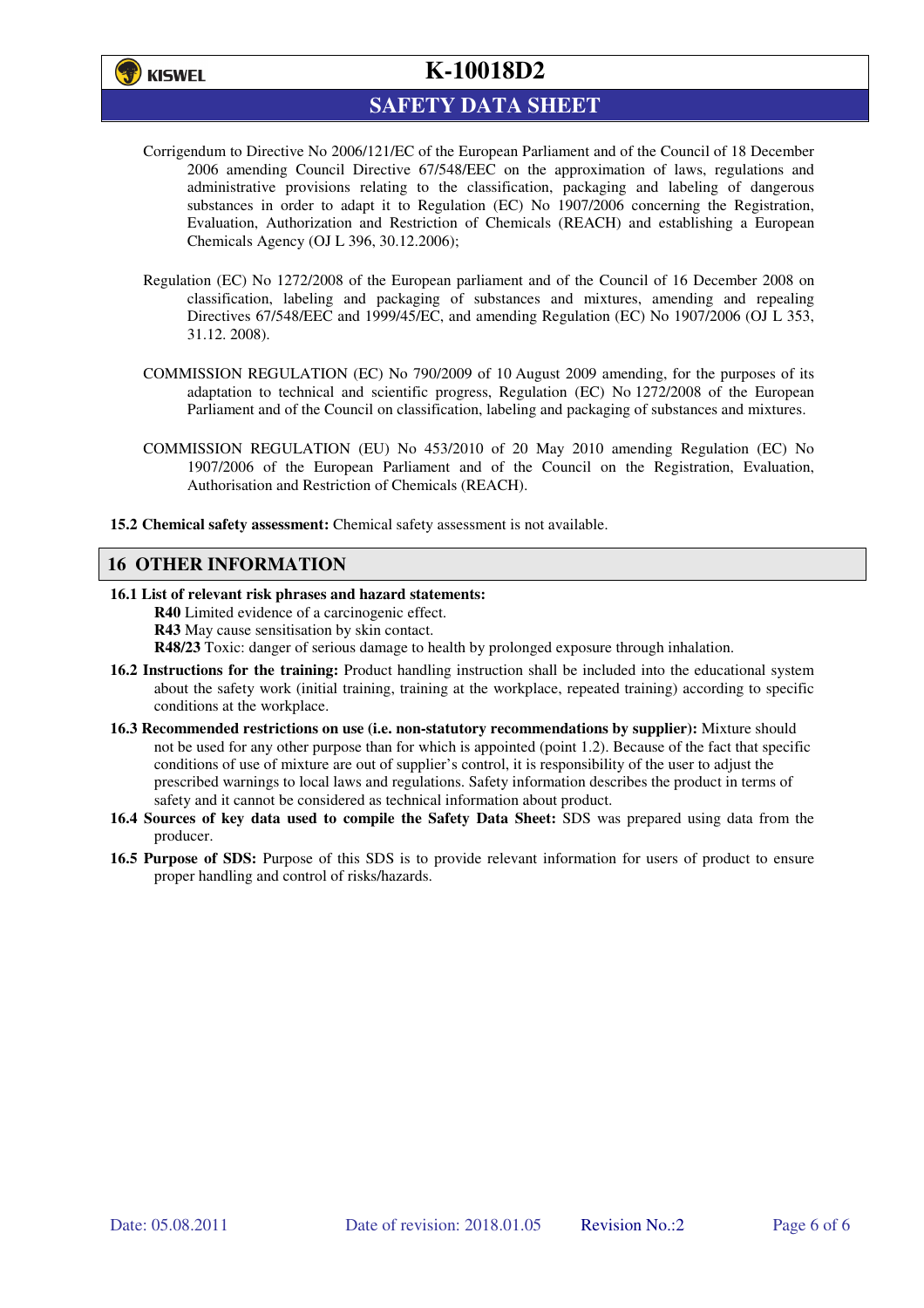Corrigendum to Directive No 2006/121/EC of the European Parliament and of the Council of 18 December 2006 amending Council Directive 67/548/EEC on the approximation of laws, regulations and administrative provisions relating to the classification, packaging and labeling of dangerous substances in order to adapt it to Regulation (EC) No 1907/2006 concerning the Registration, Evaluation, Authorization and Restriction of Chemicals (REACH) and establishing a European Chemicals Agency (OJ L 396, 30.12.2006);

Regulation (EC) No 1272/2008 of the European parliament and of the Council of 16 December 2008 on classification, labeling and packaging of substances and mixtures, amending and repealing Directives 67/548/EEC and 1999/45/EC, and amending Regulation (EC) No 1907/2006 (OJ L 353, 31.12. 2008).

COMMISSION REGULATION (EC) No 790/2009 of 10 August 2009 amending, for the purposes of its adaptation to technical and scientific progress, Regulation (EC) No 1272/2008 of the European Parliament and of the Council on classification, labeling and packaging of substances and mixtures.

COMMISSION REGULATION (EU) No 453/2010 of 20 May 2010 amending Regulation (EC) No 1907/2006 of the European Parliament and of the Council on the Registration, Evaluation, Authorisation and Restriction of Chemicals (REACH).

**15.2 Chemical safety assessment:** Chemical safety assessment is not available.

## 16 OTHER INFORMATION

**16.1 List of relevant risk phrases and hazard statements:**

**R40** Limited evidence of a carcinogenic effect.

**R43** May cause sensitisation by skin contact.

**R48/23** Toxic: danger of serious damage to health by prolonged exposure through inhalation.

**16.2 Instructions for the training:** Product handling instruction shall be included into the educational system about the safety work (initial training, training at the workplace, repeated training) according to specific conditions at the workplace.

**16.3 Recommended restrictions on use (i.e. non-statutory recommendations by supplier):** Mixture should not be used for any other purpose than for which is appointed (point 1.2). Because of the fact that specific conditions of use of mixture are out of supplier's control, it is responsibility of the user to adjust the prescribed warnings to local laws and regulations. Safety information describes the product in terms of safety and it cannot be considered as technical information about product.

**16.4 Sources of key data used to compile the Safety Data Sheet:** SDS was prepared using data from the producer.

**16.5 Purpose of SDS:** Purpose of this SDS is to provide relevant information for users of product to ensure proper handling and control of risks/hazards.